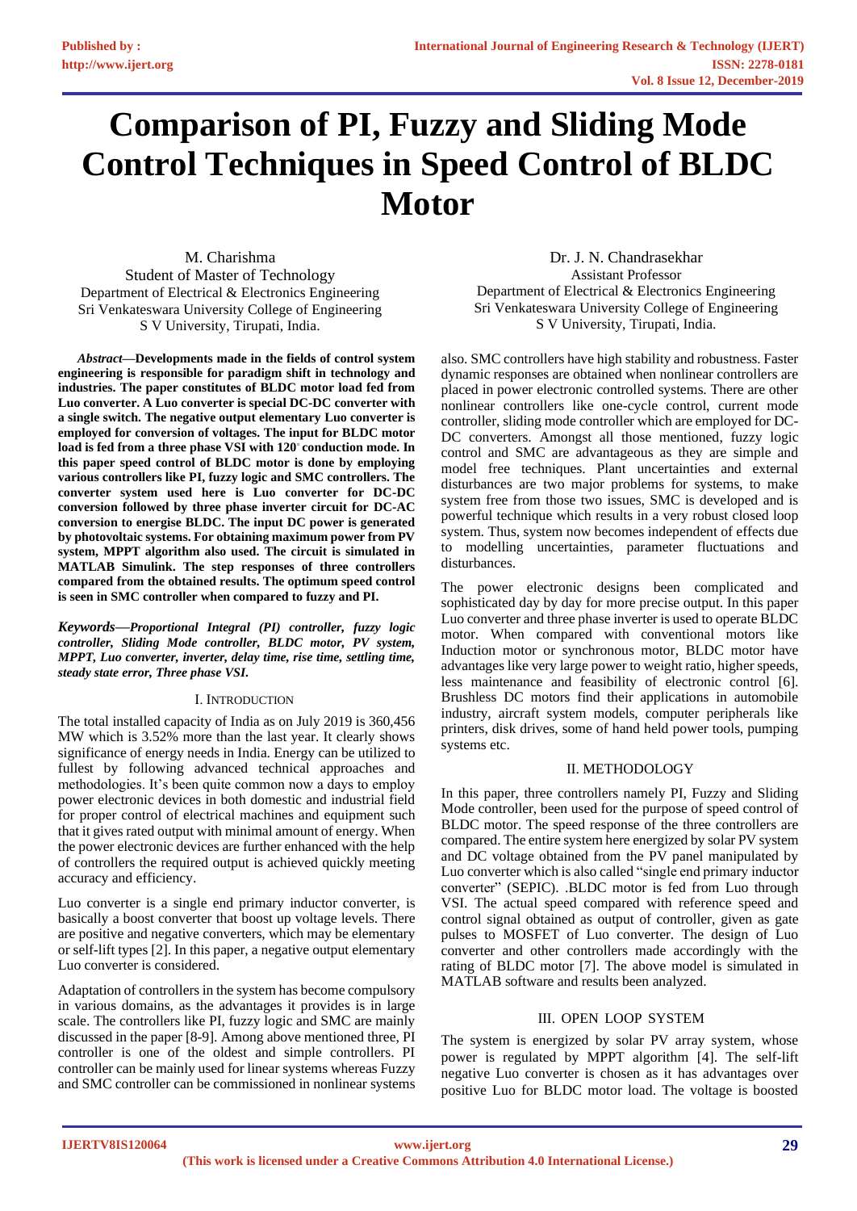# Comparison of PI, Fuzzy and Sliding Mode Control Techniques in Speed Control of BLDC Motor

M. Charishma
Student of Master of Technology
Department of Electrical & Electronics Engineering
Sri Venkateswara University College of Engineering
S V University, Tirupati, India.

Dr. J. N. Chandrasekhar
Assistant Professor
Department of Electrical & Electronics Engineering
Sri Venkateswara University College of Engineering
S V University, Tirupati, India.

***Abstract*—Developments made in the fields of control system engineering is responsible for paradigm shift in technology and industries. The paper constitutes of BLDC motor load fed from Luo converter. A Luo converter is special DC-DC converter with a single switch. The negative output elementary Luo converter is employed for conversion of voltages. The input for BLDC motor load is fed from a three phase VSI with 120° conduction mode. In this paper speed control of BLDC motor is done by employing various controllers like PI, fuzzy logic and SMC controllers. The converter system used here is Luo converter for DC-DC conversion followed by three phase inverter circuit for DC-AC conversion to energise BLDC. The input DC power is generated by photovoltaic systems. For obtaining maximum power from PV system, MPPT algorithm also used. The circuit is simulated in MATLAB Simulink. The step responses of three controllers compared from the obtained results. The optimum speed control is seen in SMC controller when compared to fuzzy and PI.**

***Keywords*—*Proportional Integral (PI) controller, fuzzy logic controller, Sliding Mode controller, BLDC motor, PV system, MPPT, Luo converter, inverter, delay time, rise time, settling time, steady state error, Three phase VSI.***

## I. INTRODUCTION

The total installed capacity of India as on July 2019 is 360,456 MW which is 3.52% more than the last year. It clearly shows significance of energy needs in India. Energy can be utilized to fullest by following advanced technical approaches and methodologies. It's been quite common now a days to employ power electronic devices in both domestic and industrial field for proper control of electrical machines and equipment such that it gives rated output with minimal amount of energy. When the power electronic devices are further enhanced with the help of controllers the required output is achieved quickly meeting accuracy and efficiency.

Luo converter is a single end primary inductor converter, is basically a boost converter that boost up voltage levels. There are positive and negative converters, which may be elementary or self-lift types [2]. In this paper, a negative output elementary Luo converter is considered.

Adaptation of controllers in the system has become compulsory in various domains, as the advantages it provides is in large scale. The controllers like PI, fuzzy logic and SMC are mainly discussed in the paper [8-9]. Among above mentioned three, PI controller is one of the oldest and simple controllers. PI controller can be mainly used for linear systems whereas Fuzzy and SMC controller can be commissioned in nonlinear systems also. SMC controllers have high stability and robustness. Faster dynamic responses are obtained when nonlinear controllers are placed in power electronic controlled systems. There are other nonlinear controllers like one-cycle control, current mode controller, sliding mode controller which are employed for DC-DC converters. Amongst all those mentioned, fuzzy logic control and SMC are advantageous as they are simple and model free techniques. Plant uncertainties and external disturbances are two major problems for systems, to make system free from those two issues, SMC is developed and is powerful technique which results in a very robust closed loop system. Thus, system now becomes independent of effects due to modelling uncertainties, parameter fluctuations and disturbances.

The power electronic designs been complicated and sophisticated day by day for more precise output. In this paper Luo converter and three phase inverter is used to operate BLDC motor. When compared with conventional motors like Induction motor or synchronous motor, BLDC motor have advantages like very large power to weight ratio, higher speeds, less maintenance and feasibility of electronic control [6]. Brushless DC motors find their applications in automobile industry, aircraft system models, computer peripherals like printers, disk drives, some of hand held power tools, pumping systems etc.

## II. METHODOLOGY

In this paper, three controllers namely PI, Fuzzy and Sliding Mode controller, been used for the purpose of speed control of BLDC motor. The speed response of the three controllers are compared. The entire system here energized by solar PV system and DC voltage obtained from the PV panel manipulated by Luo converter which is also called "single end primary inductor converter" (SEPIC). .BLDC motor is fed from Luo through VSI. The actual speed compared with reference speed and control signal obtained as output of controller, given as gate pulses to MOSFET of Luo converter. The design of Luo converter and other controllers made accordingly with the rating of BLDC motor [7]. The above model is simulated in MATLAB software and results been analyzed.

## III. OPEN LOOP SYSTEM

The system is energized by solar PV array system, whose power is regulated by MPPT algorithm [4]. The self-lift negative Luo converter is chosen as it has advantages over positive Luo for BLDC motor load. The voltage is boosted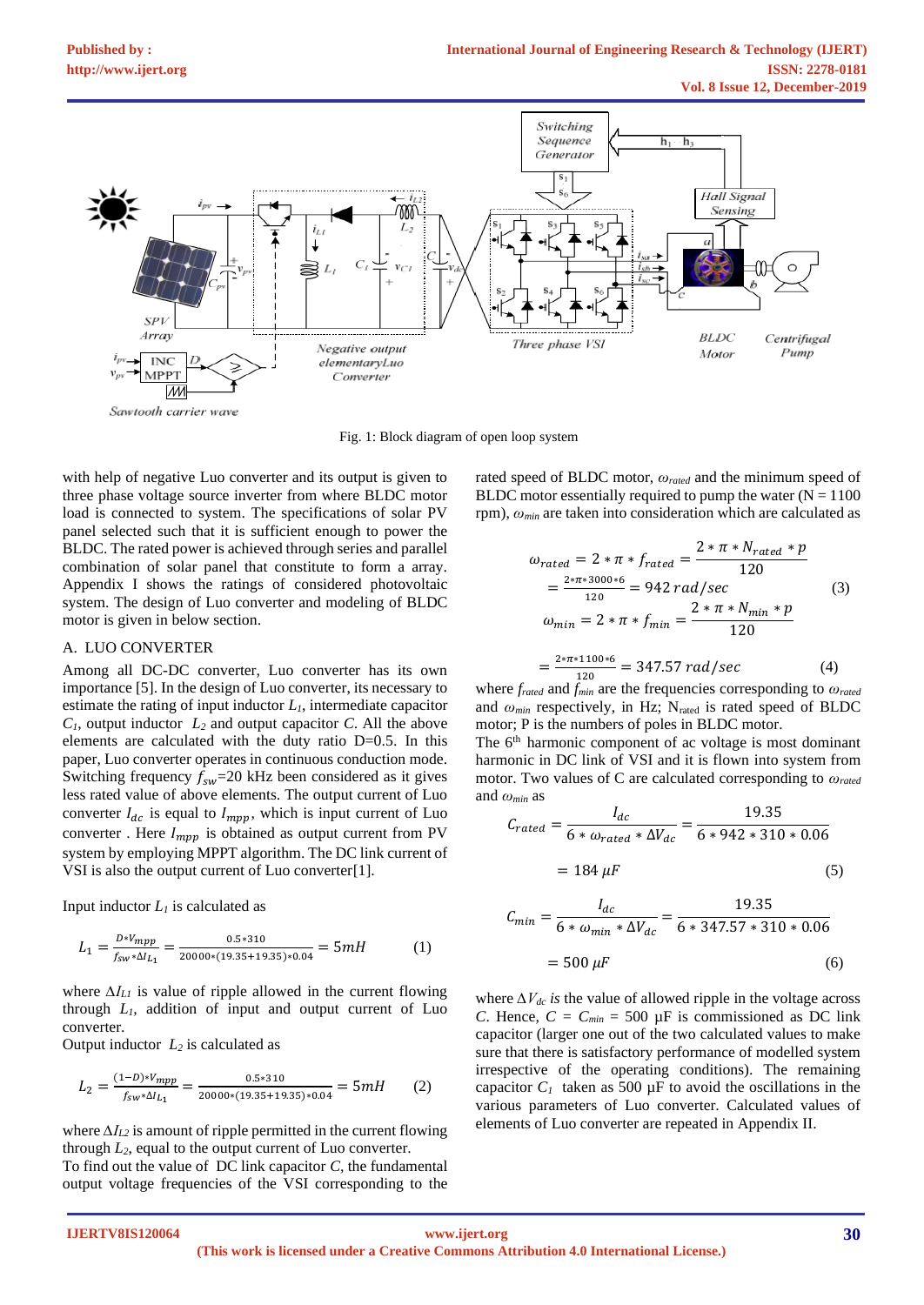Fig. 1: Block diagram of open loop system

with help of negative Luo converter and its output is given to three phase voltage source inverter from where BLDC motor load is connected to system. The specifications of solar PV panel selected such that it is sufficient enough to power the BLDC. The rated power is achieved through series and parallel combination of solar panel that constitute to form a array. Appendix I shows the ratings of considered photovoltaic system. The design of Luo converter and modeling of BLDC motor is given in below section.

## A. LUO CONVERTER

Among all DC-DC converter, Luo converter has its own importance [5]. In the design of Luo converter, its necessary to estimate the rating of input inductor $L_1$, intermediate capacitor $C_1$, output inductor $L_2$ and output capacitor $C$. All the above elements are calculated with the duty ratio D=0.5. In this paper, Luo converter operates in continuous conduction mode. Switching frequency $f_{sw}$=20 kHz been considered as it gives less rated value of above elements. The output current of Luo converter $I_{dc}$ is equal to $I_{mpp}$, which is input current of Luo converter . Here $I_{mpp}$ is obtained as output current from PV system by employing MPPT algorithm. The DC link current of VSI is also the output current of Luo converter[1].

Input inductor $L_1$ is calculated as

$$L_1 = \frac{D * V_{mpp}}{f_{sw} * \Delta I_{L_1}} = \frac{0.5*310}{20000*(19.35+19.35)*0.04} = 5mH \qquad (1)$$

where $\Delta I_{L1}$ is value of ripple allowed in the current flowing through $L_1$, addition of input and output current of Luo converter.

Output inductor $L_2$ is calculated as

$$L_2 = \frac{(1-D)*V_{mpp}}{f_{sw} * \Delta I_{L_1}} = \frac{0.5*310}{20000*(19.35+19.35)*0.04} = 5mH \qquad (2)$$

where $\Delta I_{L2}$ is amount of ripple permitted in the current flowing through $L_2$, equal to the output current of Luo converter.

To find out the value of DC link capacitor $C$, the fundamental output voltage frequencies of the VSI corresponding to the rated speed of BLDC motor, $\omega_{rated}$ and the minimum speed of BLDC motor essentially required to pump the water (N = 1100 rpm), $\omega_{min}$ are taken into consideration which are calculated as

$$\omega_{rated} = 2 * \pi * f_{rated} = \frac{2 * \pi * N_{rated} * p}{120}$$
$$= \frac{2*\pi*3000*6}{120} = 942\ rad/sec \qquad (3)$$
$$\omega_{min} = 2 * \pi * f_{min} = \frac{2 * \pi * N_{min} * p}{120}$$
$$= \frac{2*\pi*1100*6}{120} = 347.57\ rad/sec \qquad (4)$$

where $f_{rated}$ and $f_{min}$ are the frequencies corresponding to $\omega_{rated}$ and $\omega_{min}$ respectively, in Hz; $N_{rated}$ is rated speed of BLDC motor; P is the numbers of poles in BLDC motor.

The 6[th] harmonic component of ac voltage is most dominant harmonic in DC link of VSI and it is flown into system from motor. Two values of C are calculated corresponding to $\omega_{rated}$ and $\omega_{min}$ as

$$C_{rated} = \frac{I_{dc}}{6 * \omega_{rated} * \Delta V_{dc}} = \frac{19.35}{6 * 942 * 310 * 0.06}$$
$$= 184\ \mu F \qquad (5)$$

$$C_{min} = \frac{I_{dc}}{6 * \omega_{min} * \Delta V_{dc}} = \frac{19.35}{6 * 347.57 * 310 * 0.06}$$
$$= 500\ \mu F \qquad (6)$$

where $\Delta V_{dc}$ *is* the value of allowed ripple in the voltage across $C$. Hence, $C = C_{min} = 500$ µF is commissioned as DC link capacitor (larger one out of the two calculated values to make sure that there is satisfactory performance of modelled system irrespective of the operating conditions). The remaining capacitor $C_1$ taken as 500 µF to avoid the oscillations in the various parameters of Luo converter. Calculated values of elements of Luo converter are repeated in Appendix II.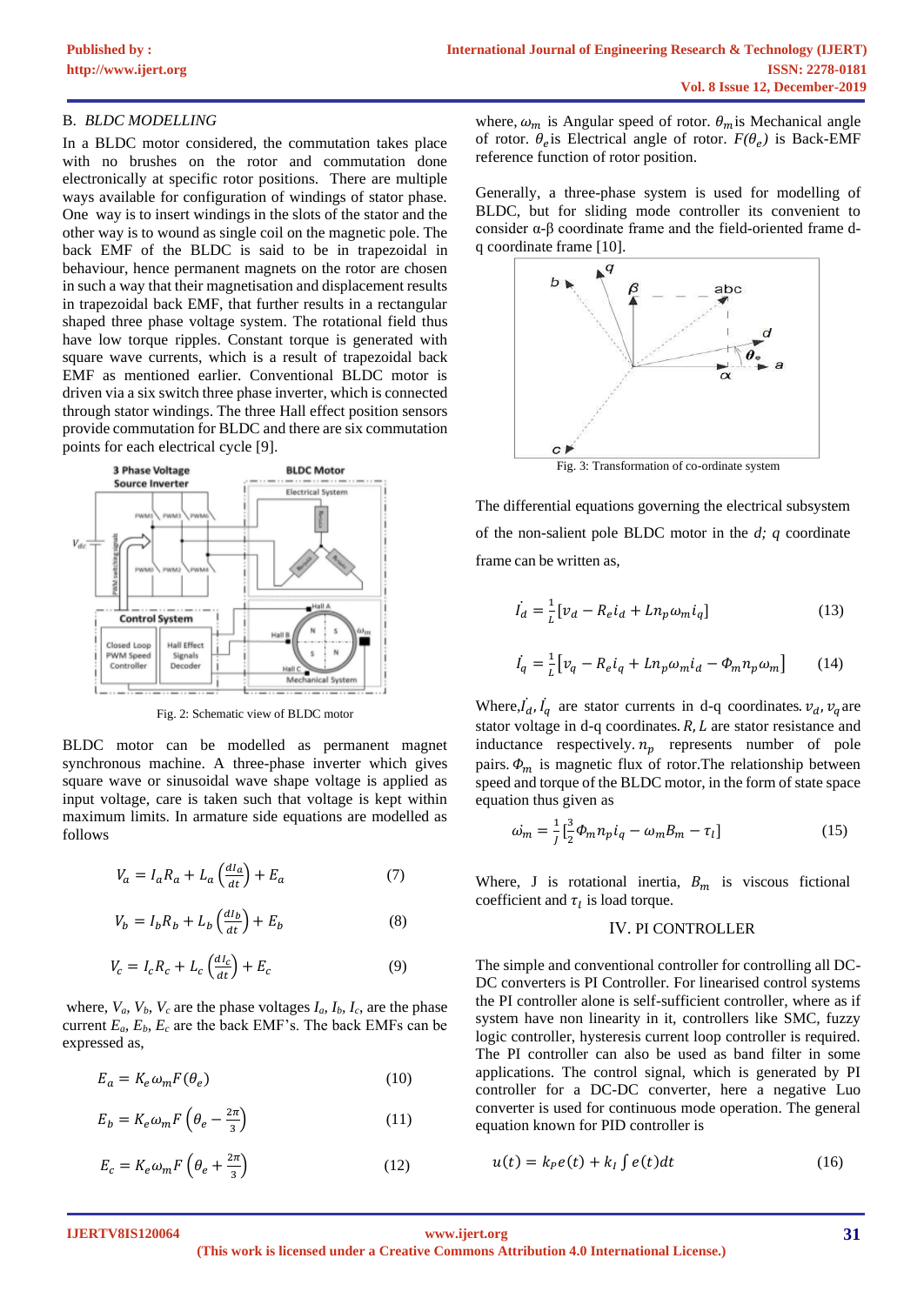### B. *BLDC MODELLING*

In a BLDC motor considered, the commutation takes place with no brushes on the rotor and commutation done electronically at specific rotor positions. There are multiple ways available for configuration of windings of stator phase. One way is to insert windings in the slots of the stator and the other way is to wound as single coil on the magnetic pole. The back EMF of the BLDC is said to be in trapezoidal in behaviour, hence permanent magnets on the rotor are chosen in such a way that their magnetisation and displacement results in trapezoidal back EMF, that further results in a rectangular shaped three phase voltage system. The rotational field thus have low torque ripples. Constant torque is generated with square wave currents, which is a result of trapezoidal back EMF as mentioned earlier. Conventional BLDC motor is driven via a six switch three phase inverter, which is connected through stator windings. The three Hall effect position sensors provide commutation for BLDC and there are six commutation points for each electrical cycle [9].

Fig. 2: Schematic view of BLDC motor

BLDC motor can be modelled as permanent magnet synchronous machine. A three-phase inverter which gives square wave or sinusoidal wave shape voltage is applied as input voltage, care is taken such that voltage is kept within maximum limits. In armature side equations are modelled as follows

$$V_a = I_a R_a + L_a\left(\frac{dI_a}{dt}\right) + E_a \tag{7}$$

$$V_b = I_b R_b + L_b\left(\frac{dI_b}{dt}\right) + E_b \tag{8}$$

$$V_c = I_c R_c + L_c\left(\frac{dI_c}{dt}\right) + E_c \tag{9}$$

where, $V_a$, $V_b$, $V_c$ are the phase voltages $I_a$, $I_b$, $I_c$, are the phase current $E_a$, $E_b$, $E_c$ are the back EMF's. The back EMFs can be expressed as,

$$E_a = K_e \omega_m F(\theta_e) \tag{10}$$

$$E_b = K_e \omega_m F\left(\theta_e - \frac{2\pi}{3}\right) \tag{11}$$

$$E_c = K_e \omega_m F\left(\theta_e + \frac{2\pi}{3}\right) \tag{12}$$

where, $\omega_m$ is Angular speed of rotor. $\theta_m$ is Mechanical angle of rotor. $\theta_e$ is Electrical angle of rotor. $F(\theta_e)$ is Back-EMF reference function of rotor position.

Generally, a three-phase system is used for modelling of BLDC, but for sliding mode controller its convenient to consider α-β coordinate frame and the field-oriented frame d-q coordinate frame [10].

Fig. 3: Transformation of co-ordinate system

The differential equations governing the electrical subsystem of the non-salient pole BLDC motor in the *d; q* coordinate frame can be written as,

$$\dot{I_d} = \frac{1}{L}\left[v_d - R_e i_d + L n_p \omega_m i_q\right] \tag{13}$$

$$\dot{I_q} = \frac{1}{L}\left[v_q - R_e i_q + L n_p \omega_m i_d - \Phi_m n_p \omega_m\right] \tag{14}$$

Where, $\dot{I_d}$, $\dot{I_q}$ are stator currents in d-q coordinates. $v_d$, $v_q$ are stator voltage in d-q coordinates. $R$, $L$ are stator resistance and inductance respectively. $n_p$ represents number of pole pairs. $\Phi_m$ is magnetic flux of rotor.The relationship between speed and torque of the BLDC motor, in the form of state space equation thus given as

$$\dot{\omega_m} = \frac{1}{J}\left[\frac{3}{2}\Phi_m n_p i_q - \omega_m B_m - \tau_l\right] \tag{15}$$

Where, J is rotational inertia, $B_m$ is viscous fictional coefficient and $\tau_l$ is load torque.

## IV. PI CONTROLLER

The simple and conventional controller for controlling all DC-DC converters is PI Controller. For linearised control systems the PI controller alone is self-sufficient controller, where as if system have non linearity in it, controllers like SMC, fuzzy logic controller, hysteresis current loop controller is required. The PI controller can also be used as band filter in some applications. The control signal, which is generated by PI controller for a DC-DC converter, here a negative Luo converter is used for continuous mode operation. The general equation known for PID controller is

$$u(t) = k_P e(t) + k_I \int e(t)dt \tag{16}$$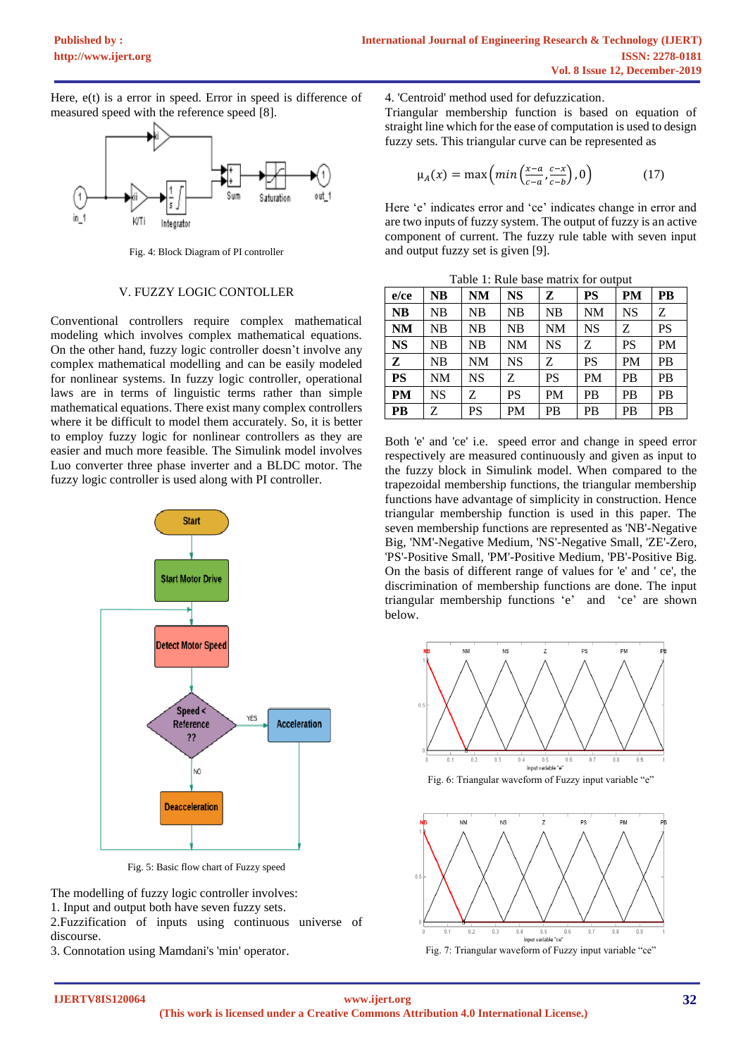Here, e(t) is a error in speed. Error in speed is difference of measured speed with the reference speed [8].

Fig. 4: Block Diagram of PI controller

## V. FUZZY LOGIC CONTOLLER

Conventional controllers require complex mathematical modeling which involves complex mathematical equations. On the other hand, fuzzy logic controller doesn't involve any complex mathematical modelling and can be easily modeled for nonlinear systems. In fuzzy logic controller, operational laws are in terms of linguistic terms rather than simple mathematical equations. There exist many complex controllers where it be difficult to model them accurately. So, it is better to employ fuzzy logic for nonlinear controllers as they are easier and much more feasible. The Simulink model involves Luo converter three phase inverter and a BLDC motor. The fuzzy logic controller is used along with PI controller.

Fig. 5: Basic flow chart of Fuzzy speed

The modelling of fuzzy logic controller involves:
1. Input and output both have seven fuzzy sets.
2. Fuzzification of inputs using continuous universe of discourse.
3. Connotation using Mamdani's 'min' operator.
4. 'Centroid' method used for defuzzication.

Triangular membership function is based on equation of straight line which for the ease of computation is used to design fuzzy sets. This triangular curve can be represented as

$$\mu_A(x) = \max\left(min\left(\frac{x-a}{c-a},\frac{c-x}{c-b}\right),0\right) \qquad (17)$$

Here 'e' indicates error and 'ce' indicates change in error and are two inputs of fuzzy system. The output of fuzzy is an active component of current. The fuzzy rule table with seven input and output fuzzy set is given [9].

Table 1: Rule base matrix for output

| e/ce | NB | NM | NS | Z | PS | PM | PB |
|---|---|---|---|---|---|---|---|
| NB | NB | NB | NB | NB | NM | NS | Z |
| NM | NB | NB | NB | NM | NS | Z | PS |
| NS | NB | NB | NM | NS | Z | PS | PM |
| Z | NB | NM | NS | Z | PS | PM | PB |
| PS | NM | NS | Z | PS | PM | PB | PB |
| PM | NS | Z | PS | PM | PB | PB | PB |
| PB | Z | PS | PM | PB | PB | PB | PB |

Both 'e' and 'ce' i.e. speed error and change in speed error respectively are measured continuously and given as input to the fuzzy block in Simulink model. When compared to the trapezoidal membership functions, the triangular membership functions have advantage of simplicity in construction. Hence triangular membership function is used in this paper. The seven membership functions are represented as 'NB'-Negative Big, 'NM'-Negative Medium, 'NS'-Negative Small, 'ZE'-Zero, 'PS'-Positive Small, 'PM'-Positive Medium, 'PB'-Positive Big. On the basis of different range of values for 'e' and ' ce', the discrimination of membership functions are done. The input triangular membership functions 'e' and 'ce' are shown below.

Fig. 6: Triangular waveform of Fuzzy input variable "e"

Fig. 7: Triangular waveform of Fuzzy input variable "ce"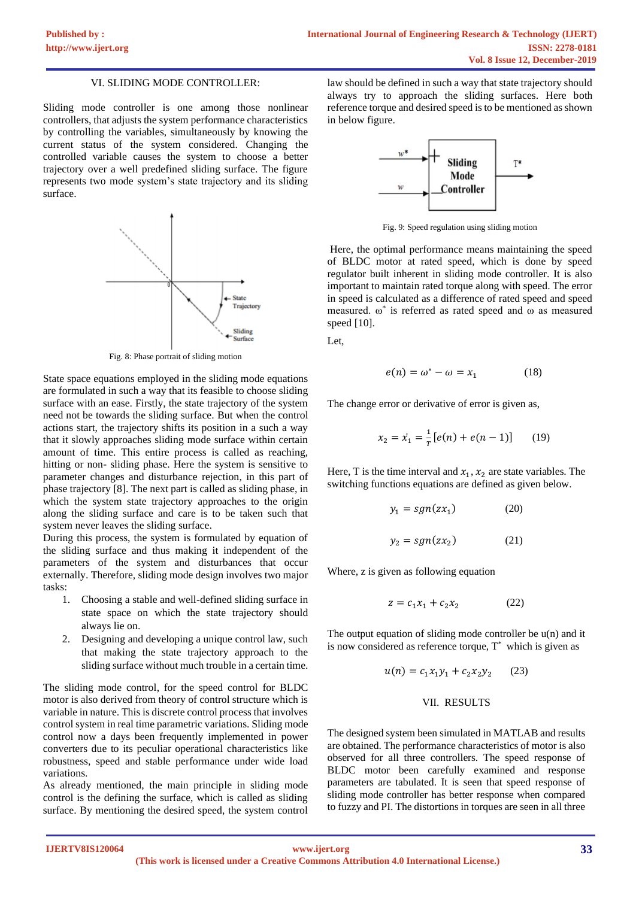## VI. SLIDING MODE CONTROLLER:

Sliding mode controller is one among those nonlinear controllers, that adjusts the system performance characteristics by controlling the variables, simultaneously by knowing the current status of the system considered. Changing the controlled variable causes the system to choose a better trajectory over a well predefined sliding surface. The figure represents two mode system's state trajectory and its sliding surface.

Fig. 8: Phase portrait of sliding motion

State space equations employed in the sliding mode equations are formulated in such a way that its feasible to choose sliding surface with an ease. Firstly, the state trajectory of the system need not be towards the sliding surface. But when the control actions start, the trajectory shifts its position in a such a way that it slowly approaches sliding mode surface within certain amount of time. This entire process is called as reaching, hitting or non- sliding phase. Here the system is sensitive to parameter changes and disturbance rejection, in this part of phase trajectory [8]. The next part is called as sliding phase, in which the system state trajectory approaches to the origin along the sliding surface and care is to be taken such that system never leaves the sliding surface.

During this process, the system is formulated by equation of the sliding surface and thus making it independent of the parameters of the system and disturbances that occur externally. Therefore, sliding mode design involves two major tasks:

1. Choosing a stable and well-defined sliding surface in state space on which the state trajectory should always lie on.
2. Designing and developing a unique control law, such that making the state trajectory approach to the sliding surface without much trouble in a certain time.

The sliding mode control, for the speed control for BLDC motor is also derived from theory of control structure which is variable in nature. This is discrete control process that involves control system in real time parametric variations. Sliding mode control now a days been frequently implemented in power converters due to its peculiar operational characteristics like robustness, speed and stable performance under wide load variations.

As already mentioned, the main principle in sliding mode control is the defining the surface, which is called as sliding surface. By mentioning the desired speed, the system control law should be defined in such a way that state trajectory should always try to approach the sliding surfaces. Here both reference torque and desired speed is to be mentioned as shown in below figure.

Fig. 9: Speed regulation using sliding motion

Here, the optimal performance means maintaining the speed of BLDC motor at rated speed, which is done by speed regulator built inherent in sliding mode controller. It is also important to maintain rated torque along with speed. The error in speed is calculated as a difference of rated speed and speed measured. $\omega^*$ is referred as rated speed and $\omega$ as measured speed [10].

Let,

$$e(n) = \omega^* - \omega = x_1 \qquad (18)$$

The change error or derivative of error is given as,

$$x_2 = \dot{x_1} = \frac{1}{T}[e(n) + e(n-1)] \qquad (19)$$

Here, T is the time interval and $x_1$, $x_2$ are state variables. The switching functions equations are defined as given below.

$$y_1 = sgn(zx_1) \qquad (20)$$

$$y_2 = sgn(zx_2) \qquad (21)$$

Where, z is given as following equation

$$z = c_1x_1 + c_2x_2 \qquad (22)$$

The output equation of sliding mode controller be u(n) and it is now considered as reference torque, $T^*$ which is given as

$$u(n) = c_1x_1y_1 + c_2x_2y_2 \qquad (23)$$

## VII. RESULTS

The designed system been simulated in MATLAB and results are obtained. The performance characteristics of motor is also observed for all three controllers. The speed response of BLDC motor been carefully examined and response parameters are tabulated. It is seen that speed response of sliding mode controller has better response when compared to fuzzy and PI. The distortions in torques are seen in all three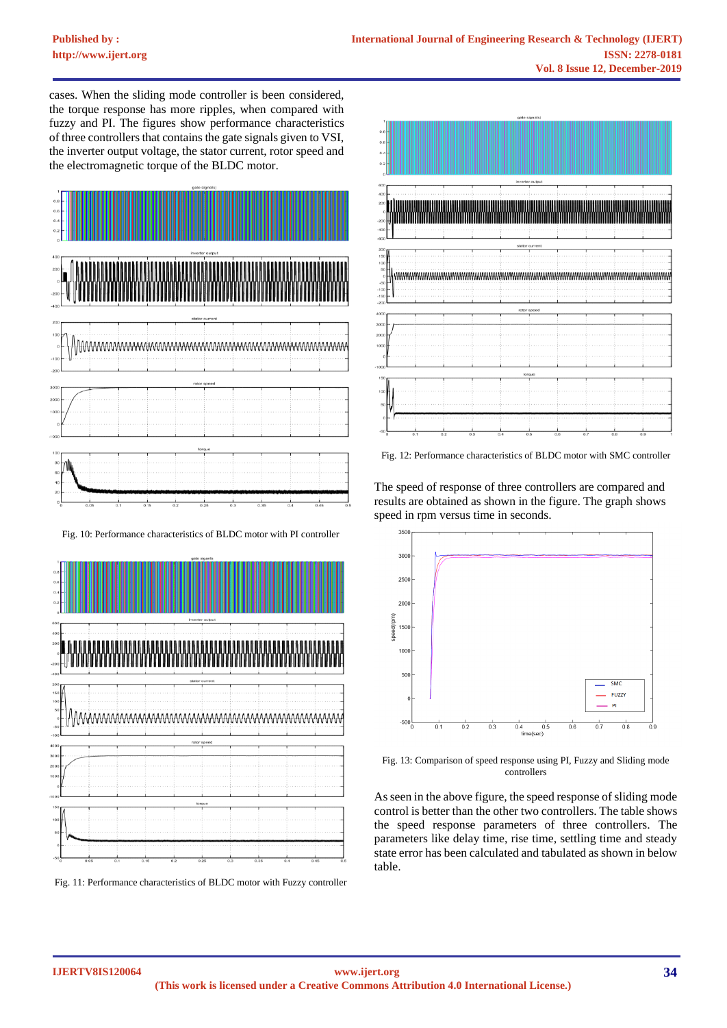cases. When the sliding mode controller is been considered, the torque response has more ripples, when compared with fuzzy and PI. The figures show performance characteristics of three controllers that contains the gate signals given to VSI, the inverter output voltage, the stator current, rotor speed and the electromagnetic torque of the BLDC motor.

Fig. 10: Performance characteristics of BLDC motor with PI controller

Fig. 11: Performance characteristics of BLDC motor with Fuzzy controller

Fig. 12: Performance characteristics of BLDC motor with SMC controller

The speed of response of three controllers are compared and results are obtained as shown in the figure. The graph shows speed in rpm versus time in seconds.

Fig. 13: Comparison of speed response using PI, Fuzzy and Sliding mode controllers

As seen in the above figure, the speed response of sliding mode control is better than the other two controllers. The table shows the speed response parameters of three controllers. The parameters like delay time, rise time, settling time and steady state error has been calculated and tabulated as shown in below table.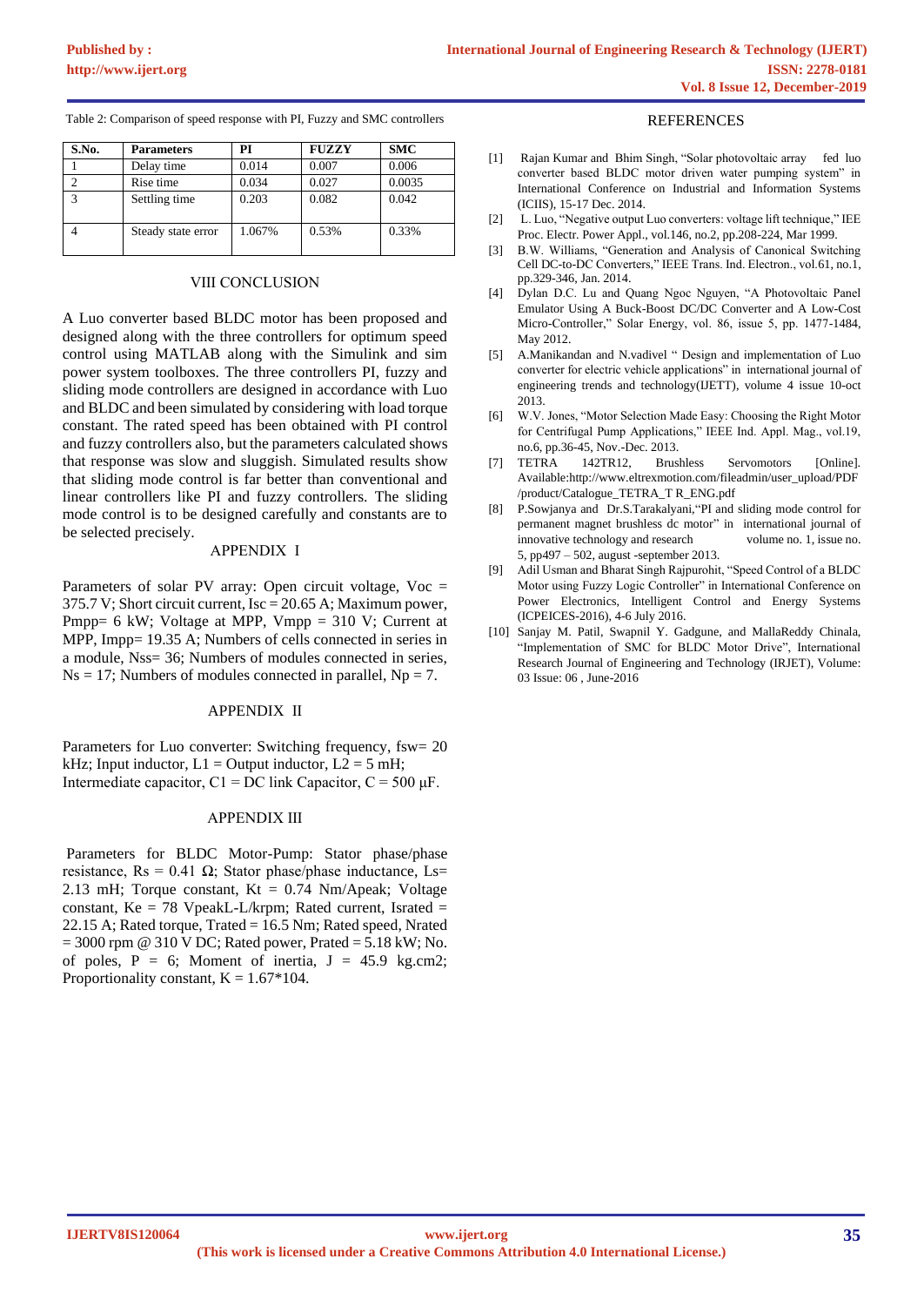Table 2: Comparison of speed response with PI, Fuzzy and SMC controllers

| S.No. | Parameters | PI | FUZZY | SMC |
|---|---|---|---|---|
| 1 | Delay time | 0.014 | 0.007 | 0.006 |
| 2 | Rise time | 0.034 | 0.027 | 0.0035 |
| 3 | Settling time | 0.203 | 0.082 | 0.042 |
| 4 | Steady state error | 1.067% | 0.53% | 0.33% |

## VIII CONCLUSION

A Luo converter based BLDC motor has been proposed and designed along with the three controllers for optimum speed control using MATLAB along with the Simulink and sim power system toolboxes. The three controllers PI, fuzzy and sliding mode controllers are designed in accordance with Luo and BLDC and been simulated by considering with load torque constant. The rated speed has been obtained with PI control and fuzzy controllers also, but the parameters calculated shows that response was slow and sluggish. Simulated results show that sliding mode control is far better than conventional and linear controllers like PI and fuzzy controllers. The sliding mode control is to be designed carefully and constants are to be selected precisely.

## APPENDIX I

Parameters of solar PV array: Open circuit voltage, Voc = 375.7 V; Short circuit current, Isc = 20.65 A; Maximum power, Pmpp= 6 kW; Voltage at MPP, Vmpp = 310 V; Current at MPP, Impp= 19.35 A; Numbers of cells connected in series in a module, Nss= 36; Numbers of modules connected in series, Ns = 17; Numbers of modules connected in parallel, Np = 7.

## APPENDIX II

Parameters for Luo converter: Switching frequency, fsw= 20 kHz; Input inductor, L1 = Output inductor, L2 = 5 mH; Intermediate capacitor, C1 = DC link Capacitor, C = 500 µF.

## APPENDIX III

Parameters for BLDC Motor-Pump: Stator phase/phase resistance, Rs = 0.41 Ω; Stator phase/phase inductance, Ls= 2.13 mH; Torque constant, Kt = 0.74 Nm/Apeak; Voltage constant, Ke = 78 VpeakL-L/krpm; Rated current, Israted = 22.15 A; Rated torque, Trated = 16.5 Nm; Rated speed, Nrated = 3000 rpm @ 310 V DC; Rated power, Prated = 5.18 kW; No. of poles, P = 6; Moment of inertia, J = 45.9 kg.cm2; Proportionality constant, K = 1.67*104.

## REFERENCES

[1] Rajan Kumar and Bhim Singh, "Solar photovoltaic array fed luo converter based BLDC motor driven water pumping system" in International Conference on Industrial and Information Systems (ICIIS), 15-17 Dec. 2014.

[2] L. Luo, "Negative output Luo converters: voltage lift technique," IEE Proc. Electr. Power Appl., vol.146, no.2, pp.208-224, Mar 1999.

[3] B.W. Williams, "Generation and Analysis of Canonical Switching Cell DC-to-DC Converters," IEEE Trans. Ind. Electron., vol.61, no.1, pp.329-346, Jan. 2014.

[4] Dylan D.C. Lu and Quang Ngoc Nguyen, "A Photovoltaic Panel Emulator Using A Buck-Boost DC/DC Converter and A Low-Cost Micro-Controller," Solar Energy, vol. 86, issue 5, pp. 1477-1484, May 2012.

[5] A.Manikandan and N.vadivel " Design and implementation of Luo converter for electric vehicle applications" in international journal of engineering trends and technology(IJETT), volume 4 issue 10-oct 2013.

[6] W.V. Jones, "Motor Selection Made Easy: Choosing the Right Motor for Centrifugal Pump Applications," IEEE Ind. Appl. Mag., vol.19, no.6, pp.36-45, Nov.-Dec. 2013.

[7] TETRA 142TR12, Brushless Servomotors [Online]. Available:http://www.eltrexmotion.com/fileadmin/user_upload/PDF /product/Catalogue_TETRA_T R_ENG.pdf

[8] P.Sowjanya and Dr.S.Tarakalyani,"PI and sliding mode control for permanent magnet brushless dc motor" in international journal of innovative technology and research volume no. 1, issue no. 5, pp497 – 502, august -september 2013.

[9] Adil Usman and Bharat Singh Rajpurohit, "Speed Control of a BLDC Motor using Fuzzy Logic Controller" in International Conference on Power Electronics, Intelligent Control and Energy Systems (ICPEICES-2016), 4-6 July 2016.

[10] Sanjay M. Patil, Swapnil Y. Gadgune, and MallaReddy Chinala, "Implementation of SMC for BLDC Motor Drive", International Research Journal of Engineering and Technology (IRJET), Volume: 03 Issue: 06 , June-2016